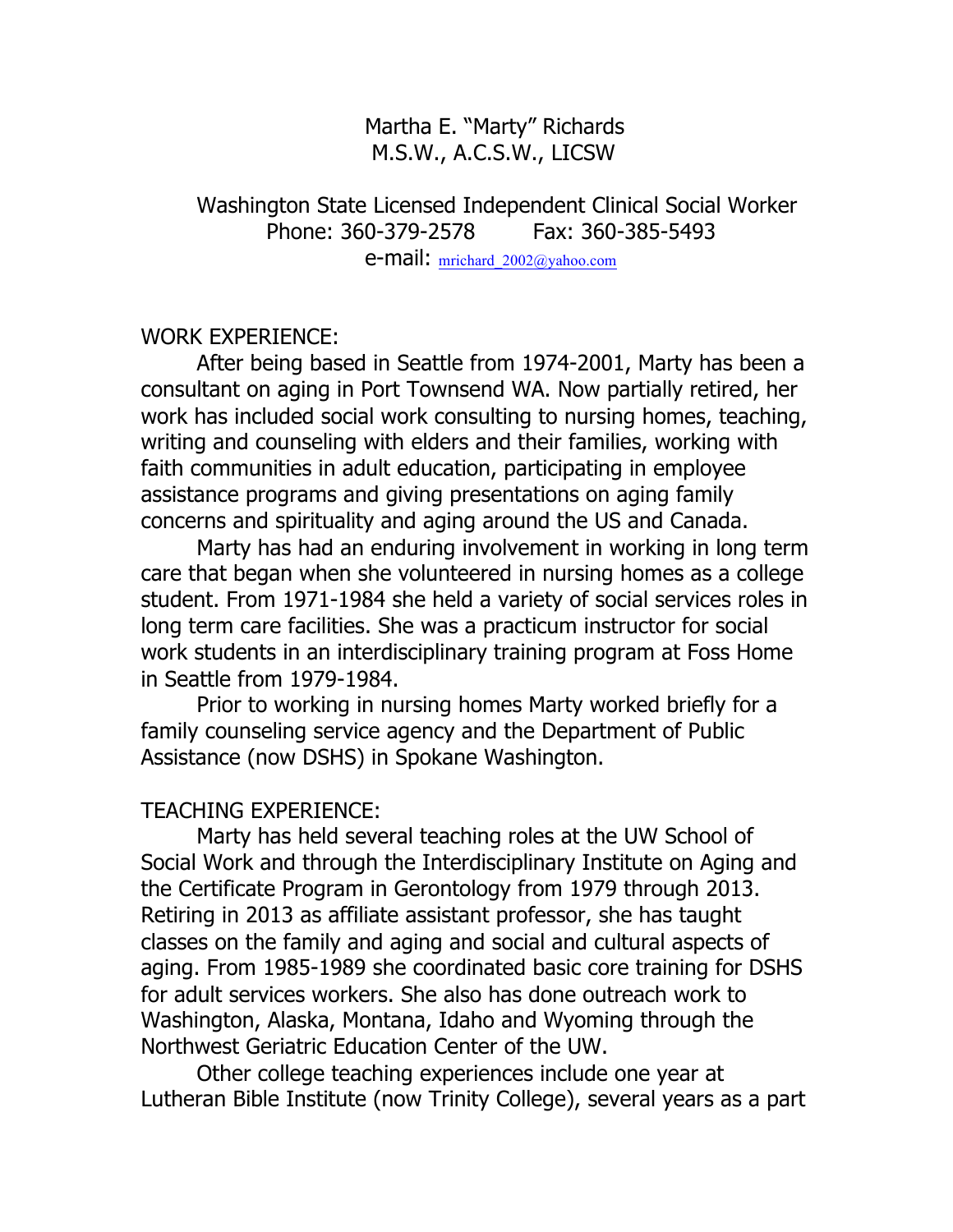# Martha E. "Marty" Richards
# M.S.W., A.C.S.W., LICSW

Washington State Licensed Independent Clinical Social Worker
Phone: 360-379-2578 Fax: 360-385-5493
e-mail: mrichard_2002@yahoo.com

## WORK EXPERIENCE:

After being based in Seattle from 1974-2001, Marty has been a consultant on aging in Port Townsend WA. Now partially retired, her work has included social work consulting to nursing homes, teaching, writing and counseling with elders and their families, working with faith communities in adult education, participating in employee assistance programs and giving presentations on aging family concerns and spirituality and aging around the US and Canada.

Marty has had an enduring involvement in working in long term care that began when she volunteered in nursing homes as a college student. From 1971-1984 she held a variety of social services roles in long term care facilities. She was a practicum instructor for social work students in an interdisciplinary training program at Foss Home in Seattle from 1979-1984.

Prior to working in nursing homes Marty worked briefly for a family counseling service agency and the Department of Public Assistance (now DSHS) in Spokane Washington.

## TEACHING EXPERIENCE:

Marty has held several teaching roles at the UW School of Social Work and through the Interdisciplinary Institute on Aging and the Certificate Program in Gerontology from 1979 through 2013. Retiring in 2013 as affiliate assistant professor, she has taught classes on the family and aging and social and cultural aspects of aging. From 1985-1989 she coordinated basic core training for DSHS for adult services workers. She also has done outreach work to Washington, Alaska, Montana, Idaho and Wyoming through the Northwest Geriatric Education Center of the UW.

Other college teaching experiences include one year at Lutheran Bible Institute (now Trinity College), several years as a part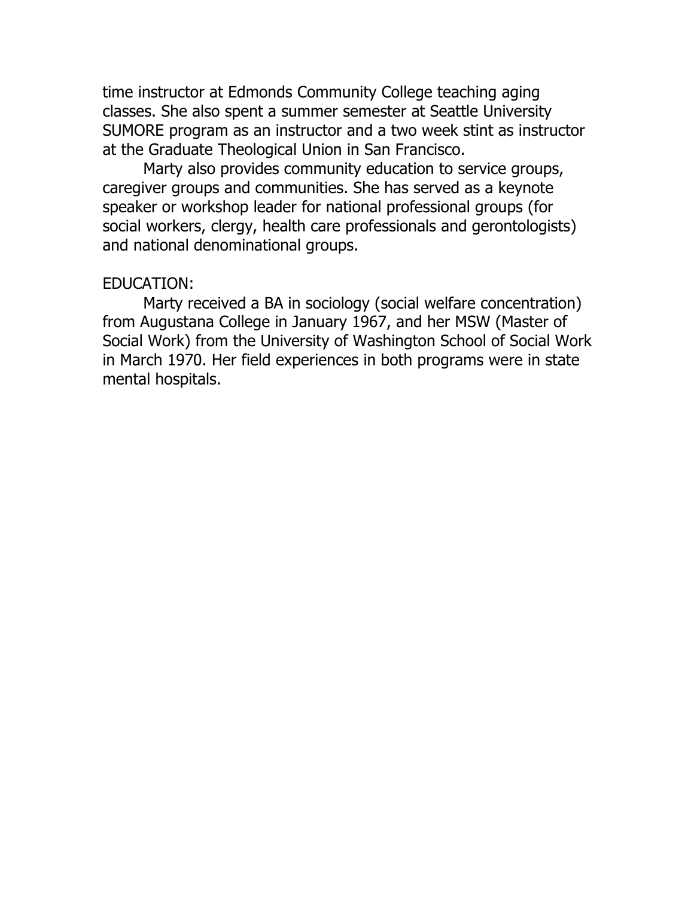time instructor at Edmonds Community College teaching aging classes. She also spent a summer semester at Seattle University SUMORE program as an instructor and a two week stint as instructor at the Graduate Theological Union in San Francisco.

Marty also provides community education to service groups, caregiver groups and communities. She has served as a keynote speaker or workshop leader for national professional groups (for social workers, clergy, health care professionals and gerontologists) and national denominational groups.

EDUCATION:

Marty received a BA in sociology (social welfare concentration) from Augustana College in January 1967, and her MSW (Master of Social Work) from the University of Washington School of Social Work in March 1970. Her field experiences in both programs were in state mental hospitals.